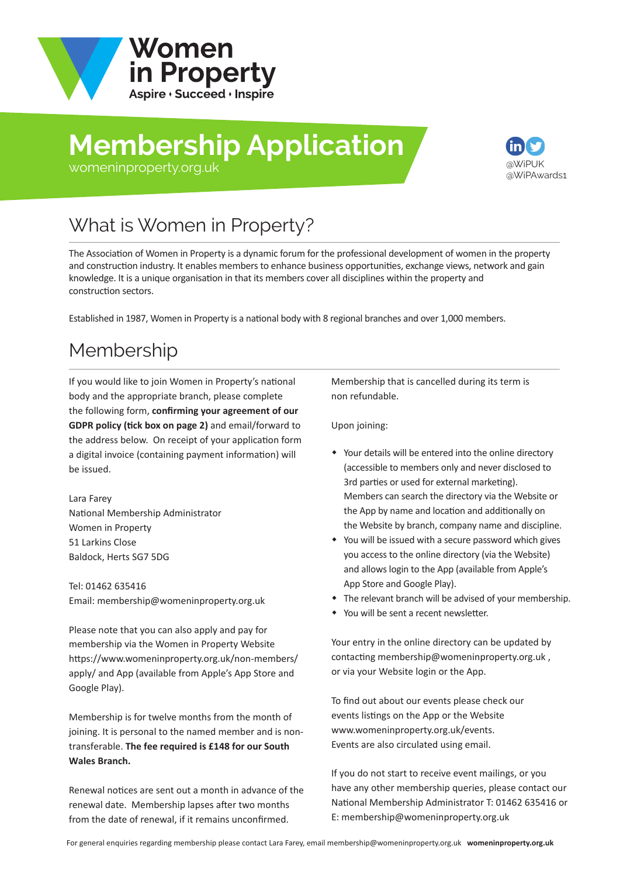# Women in Property

Aspire • Succeed • Inspire

# Membership Application

womeninproperty.org.uk

@WiPUK
@WiPAwards1

## What is Women in Property?

The Association of Women in Property is a dynamic forum for the professional development of women in the property and construction industry. It enables members to enhance business opportunities, exchange views, network and gain knowledge. It is a unique organisation in that its members cover all disciplines within the property and construction sectors.

Established in 1987, Women in Property is a national body with 8 regional branches and over 1,000 members.

## Membership

If you would like to join Women in Property's national body and the appropriate branch, please complete the following form, **confirming your agreement of our GDPR policy (tick box on page 2)** and email/forward to the address below. On receipt of your application form a digital invoice (containing payment information) will be issued.

Lara Farey
National Membership Administrator
Women in Property
51 Larkins Close
Baldock, Herts SG7 5DG

Tel: 01462 635416
Email: membership@womeninproperty.org.uk

Please note that you can also apply and pay for membership via the Women in Property Website https://www.womeninproperty.org.uk/non-members/apply/ and App (available from Apple's App Store and Google Play).

Membership is for twelve months from the month of joining. It is personal to the named member and is non-transferable. **The fee required is £148 for our South Wales Branch.**

Renewal notices are sent out a month in advance of the renewal date. Membership lapses after two months from the date of renewal, if it remains unconfirmed.

Membership that is cancelled during its term is non refundable.

Upon joining:

- Your details will be entered into the online directory (accessible to members only and never disclosed to 3rd parties or used for external marketing). Members can search the directory via the Website or the App by name and location and additionally on the Website by branch, company name and discipline.
- You will be issued with a secure password which gives you access to the online directory (via the Website) and allows login to the App (available from Apple's App Store and Google Play).
- The relevant branch will be advised of your membership.
- You will be sent a recent newsletter.

Your entry in the online directory can be updated by contacting membership@womeninproperty.org.uk , or via your Website login or the App.

To find out about our events please check our events listings on the App or the Website www.womeninproperty.org.uk/events. Events are also circulated using email.

If you do not start to receive event mailings, or you have any other membership queries, please contact our National Membership Administrator T: 01462 635416 or E: membership@womeninproperty.org.uk

For general enquiries regarding membership please contact Lara Farey, email membership@womeninproperty.org.uk **womeninproperty.org.uk**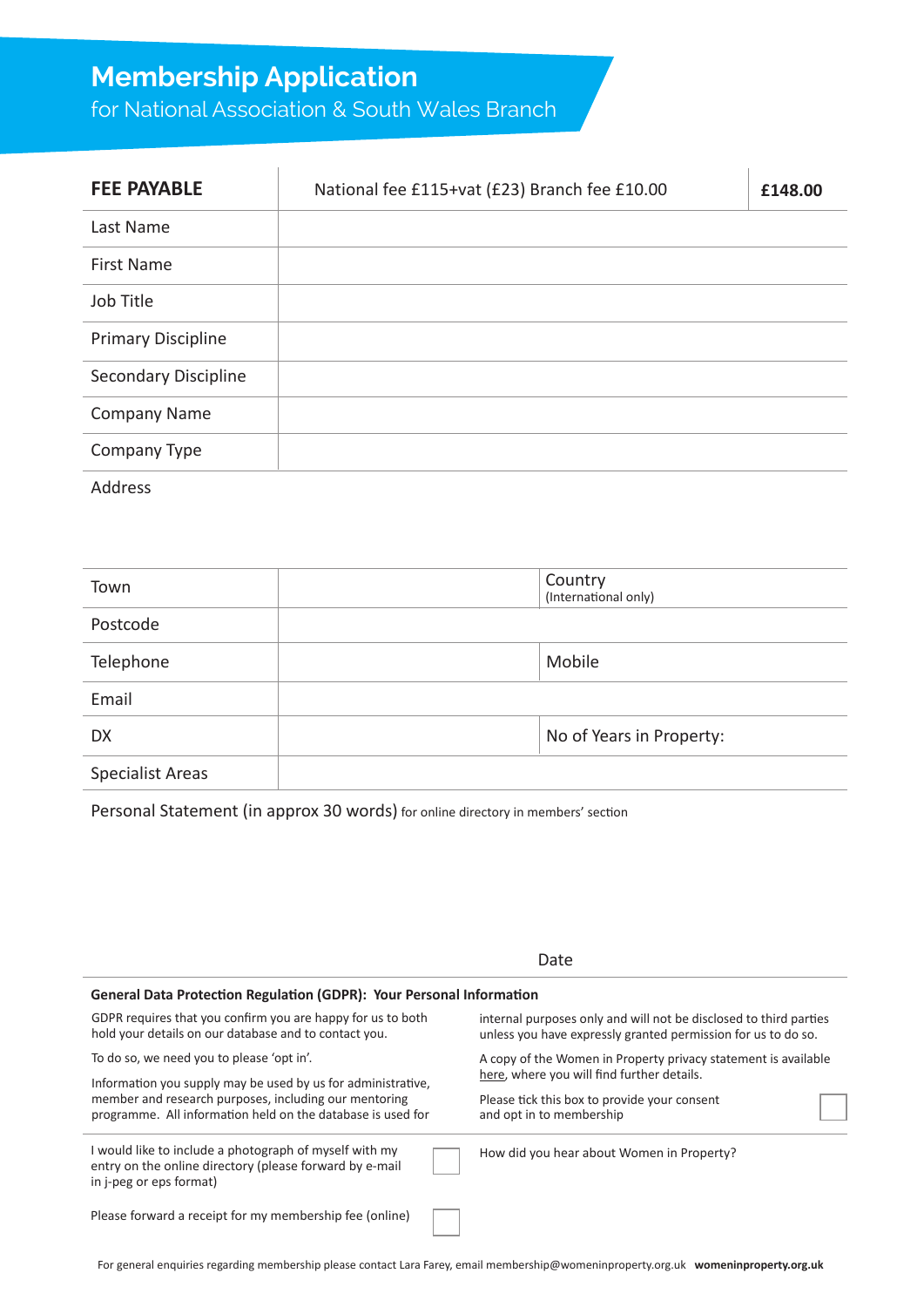# Membership Application

for National Association & South Wales Branch

| | | |
|---|---|---|
| **FEE PAYABLE** | National fee £115+vat (£23) Branch fee £10.00 | **£148.00** |
| Last Name | | |
| First Name | | |
| Job Title | | |
| Primary Discipline | | |
| Secondary Discipline | | |
| Company Name | | |
| Company Type | | |

Address

| | | | |
|---|---|---|---|
| Town | | Country (International only) | |
| Postcode | | | |
| Telephone | | Mobile | |
| Email | | | |
| DX | | No of Years in Property: | |
| Specialist Areas | | | |

Personal Statement (in approx 30 words) for online directory in members' section

Date

**General Data Protection Regulation (GDPR): Your Personal Information**

GDPR requires that you confirm you are happy for us to both hold your details on our database and to contact you.

To do so, we need you to please 'opt in'.

Information you supply may be used by us for administrative, member and research purposes, including our mentoring programme. All information held on the database is used for internal purposes only and will not be disclosed to third parties unless you have expressly granted permission for us to do so.

A copy of the Women in Property privacy statement is available here, where you will find further details.

Please tick this box to provide your consent and opt in to membership ☐

I would like to include a photograph of myself with my entry on the online directory (please forward by e-mail in j-peg or eps format) ☐

Please forward a receipt for my membership fee (online) ☐

How did you hear about Women in Property?

For general enquiries regarding membership please contact Lara Farey, email membership@womeninproperty.org.uk **womeninproperty.org.uk**